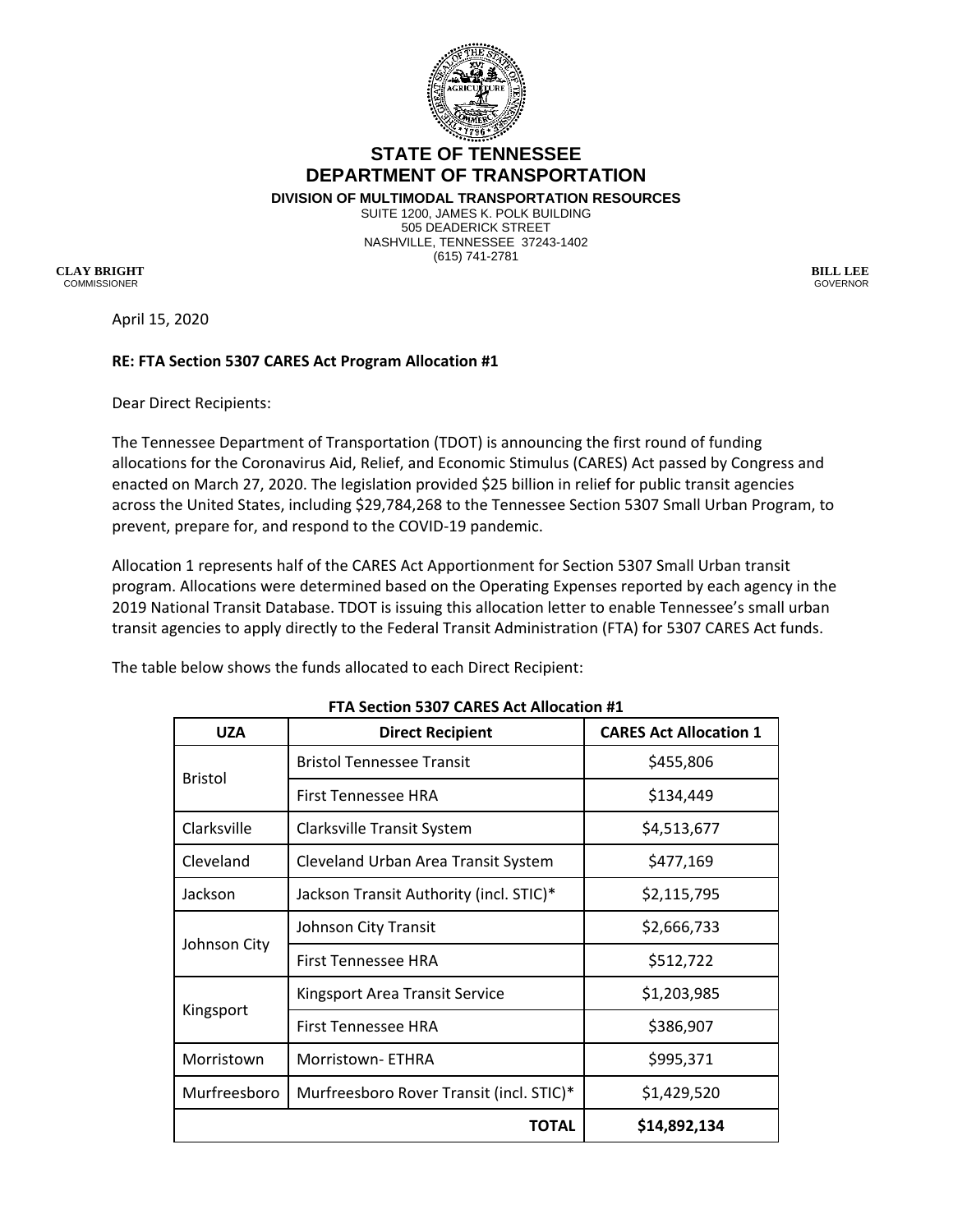# STATE OF TENNESSEE
## DEPARTMENT OF TRANSPORTATION

**DIVISION OF MULTIMODAL TRANSPORTATION RESOURCES**
SUITE 1200, JAMES K. POLK BUILDING
505 DEADERICK STREET
NASHVILLE, TENNESSEE 37243-1402
(615) 741-2781

**CLAY BRIGHT**
COMMISSIONER

**BILL LEE**
GOVERNOR

April 15, 2020

**RE: FTA Section 5307 CARES Act Program Allocation #1**

Dear Direct Recipients:

The Tennessee Department of Transportation (TDOT) is announcing the first round of funding allocations for the Coronavirus Aid, Relief, and Economic Stimulus (CARES) Act passed by Congress and enacted on March 27, 2020. The legislation provided $25 billion in relief for public transit agencies across the United States, including $29,784,268 to the Tennessee Section 5307 Small Urban Program, to prevent, prepare for, and respond to the COVID-19 pandemic.

Allocation 1 represents half of the CARES Act Apportionment for Section 5307 Small Urban transit program. Allocations were determined based on the Operating Expenses reported by each agency in the 2019 National Transit Database. TDOT is issuing this allocation letter to enable Tennessee's small urban transit agencies to apply directly to the Federal Transit Administration (FTA) for 5307 CARES Act funds.

The table below shows the funds allocated to each Direct Recipient:

**FTA Section 5307 CARES Act Allocation #1**

| UZA | Direct Recipient | CARES Act Allocation 1 |
|---|---|---|
| Bristol | Bristol Tennessee Transit | $455,806 |
| | First Tennessee HRA | $134,449 |
| Clarksville | Clarksville Transit System | $4,513,677 |
| Cleveland | Cleveland Urban Area Transit System | $477,169 |
| Jackson | Jackson Transit Authority (incl. STIC)* | $2,115,795 |
| Johnson City | Johnson City Transit | $2,666,733 |
| | First Tennessee HRA | $512,722 |
| Kingsport | Kingsport Area Transit Service | $1,203,985 |
| | First Tennessee HRA | $386,907 |
| Morristown | Morristown- ETHRA | $995,371 |
| Murfreesboro | Murfreesboro Rover Transit (incl. STIC)* | $1,429,520 |
| | **TOTAL** | **$14,892,134** |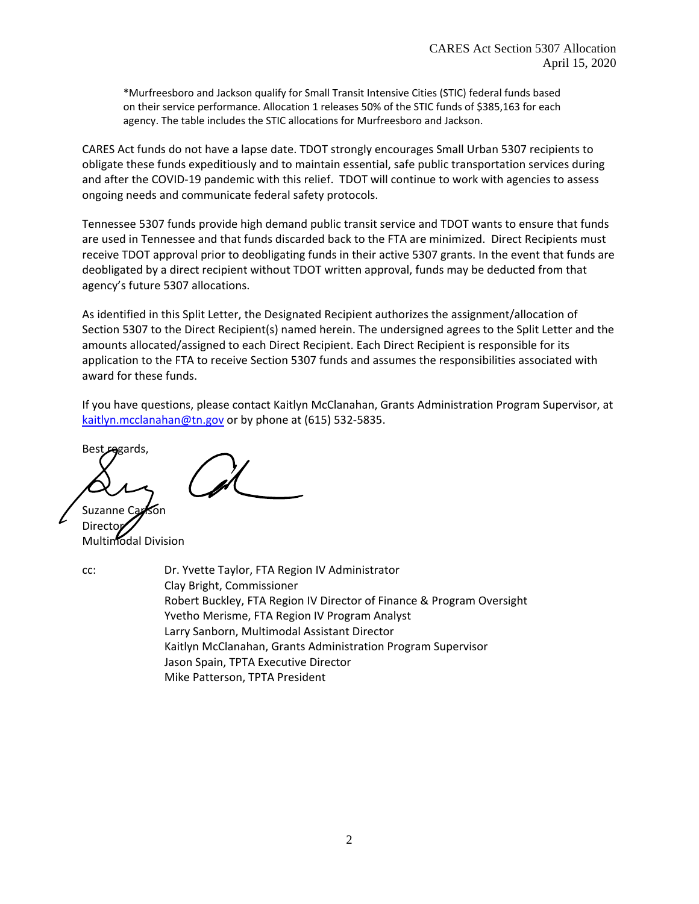*Murfreesboro and Jackson qualify for Small Transit Intensive Cities (STIC) federal funds based on their service performance. Allocation 1 releases 50% of the STIC funds of $385,163 for each agency. The table includes the STIC allocations for Murfreesboro and Jackson.

CARES Act funds do not have a lapse date. TDOT strongly encourages Small Urban 5307 recipients to obligate these funds expeditiously and to maintain essential, safe public transportation services during and after the COVID-19 pandemic with this relief. TDOT will continue to work with agencies to assess ongoing needs and communicate federal safety protocols.

Tennessee 5307 funds provide high demand public transit service and TDOT wants to ensure that funds are used in Tennessee and that funds discarded back to the FTA are minimized. Direct Recipients must receive TDOT approval prior to deobligating funds in their active 5307 grants. In the event that funds are deobligated by a direct recipient without TDOT written approval, funds may be deducted from that agency's future 5307 allocations.

As identified in this Split Letter, the Designated Recipient authorizes the assignment/allocation of Section 5307 to the Direct Recipient(s) named herein. The undersigned agrees to the Split Letter and the amounts allocated/assigned to each Direct Recipient. Each Direct Recipient is responsible for its application to the FTA to receive Section 5307 funds and assumes the responsibilities associated with award for these funds.

If you have questions, please contact Kaitlyn McClanahan, Grants Administration Program Supervisor, at kaitlyn.mcclanahan@tn.gov or by phone at (615) 532-5835.

Best regards,

Suzanne Carlson
Director
Multimodal Division

cc: Dr. Yvette Taylor, FTA Region IV Administrator
Clay Bright, Commissioner
Robert Buckley, FTA Region IV Director of Finance & Program Oversight
Yvetho Merisme, FTA Region IV Program Analyst
Larry Sanborn, Multimodal Assistant Director
Kaitlyn McClanahan, Grants Administration Program Supervisor
Jason Spain, TPTA Executive Director
Mike Patterson, TPTA President